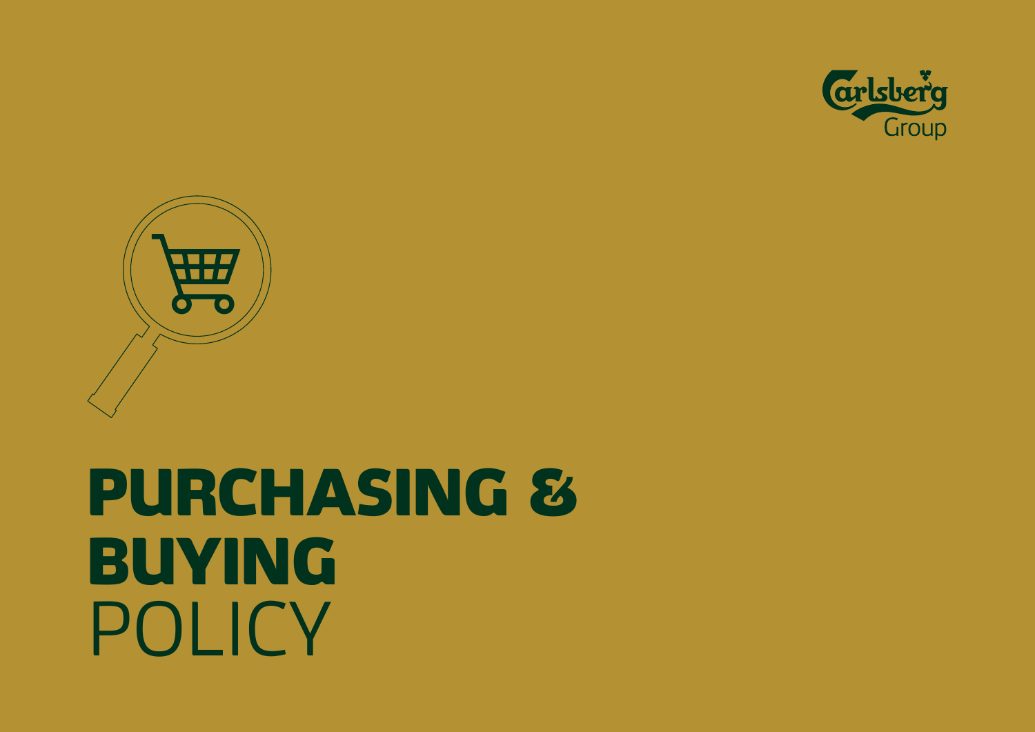Carlsberg Group

# PURCHASING & BUYING POLICY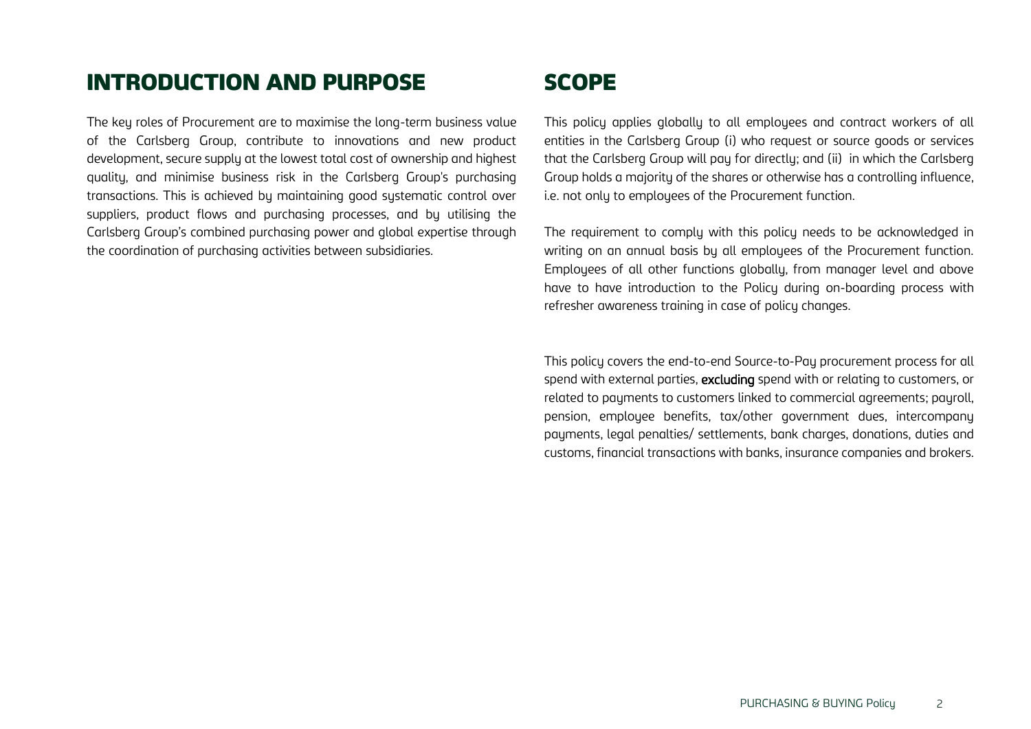## INTRODUCTION AND PURPOSE

The key roles of Procurement are to maximise the long-term business value of the Carlsberg Group, contribute to innovations and new product development, secure supply at the lowest total cost of ownership and highest quality, and minimise business risk in the Carlsberg Group's purchasing transactions. This is achieved by maintaining good systematic control over suppliers, product flows and purchasing processes, and by utilising the Carlsberg Group's combined purchasing power and global expertise through the coordination of purchasing activities between subsidiaries.

## SCOPE

This policy applies globally to all employees and contract workers of all entities in the Carlsberg Group (i) who request or source goods or services that the Carlsberg Group will pay for directly; and (ii) in which the Carlsberg Group holds a majority of the shares or otherwise has a controlling influence, i.e. not only to employees of the Procurement function.

The requirement to comply with this policy needs to be acknowledged in writing on an annual basis by all employees of the Procurement function. Employees of all other functions globally, from manager level and above have to have introduction to the Policy during on-boarding process with refresher awareness training in case of policy changes.

This policy covers the end-to-end Source-to-Pay procurement process for all spend with external parties, **excluding** spend with or relating to customers, or related to payments to customers linked to commercial agreements; payroll, pension, employee benefits, tax/other government dues, intercompany payments, legal penalties/ settlements, bank charges, donations, duties and customs, financial transactions with banks, insurance companies and brokers.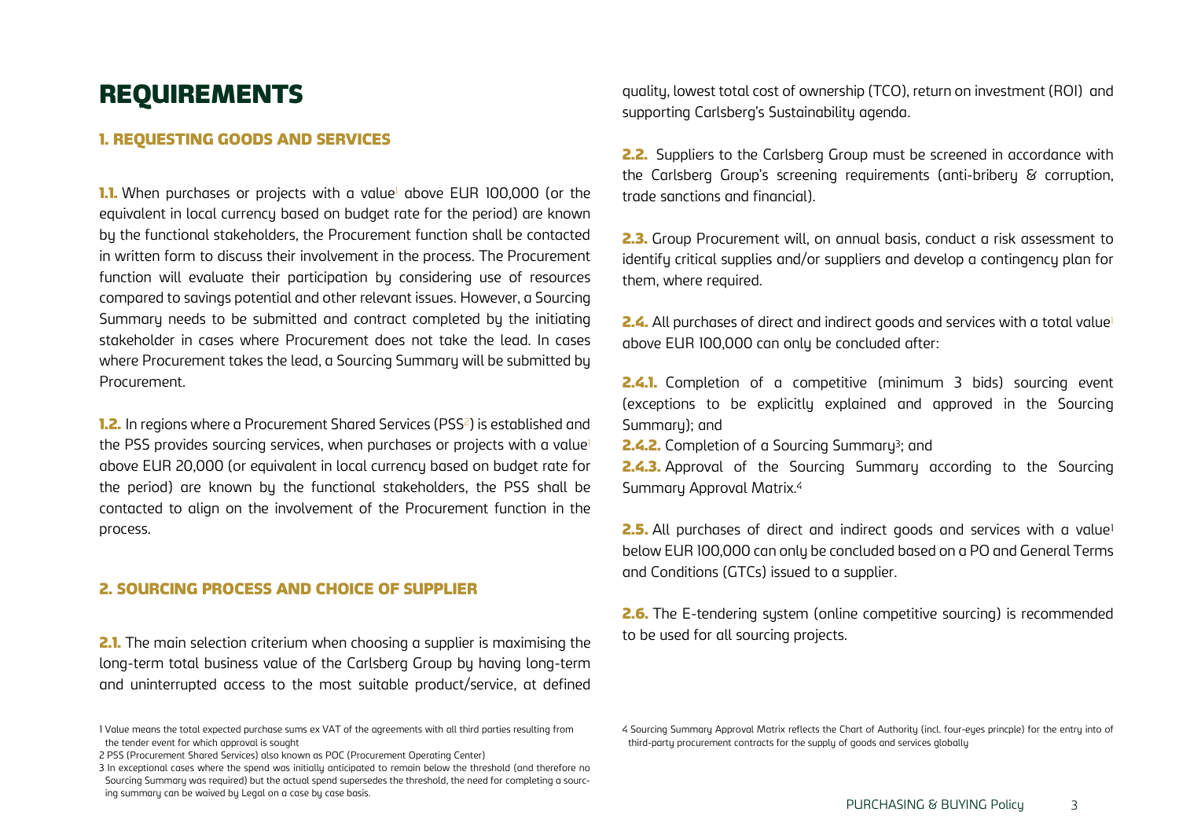# REQUIREMENTS

## 1. REQUESTING GOODS AND SERVICES

**1.1.** When purchases or projects with a value[1] above EUR 100,000 (or the equivalent in local currency based on budget rate for the period) are known by the functional stakeholders, the Procurement function shall be contacted in written form to discuss their involvement in the process. The Procurement function will evaluate their participation by considering use of resources compared to savings potential and other relevant issues. However, a Sourcing Summary needs to be submitted and contract completed by the initiating stakeholder in cases where Procurement does not take the lead. In cases where Procurement takes the lead, a Sourcing Summary will be submitted by Procurement.

**1.2.** In regions where a Procurement Shared Services (PSS[2]) is established and the PSS provides sourcing services, when purchases or projects with a value[1] above EUR 20,000 (or equivalent in local currency based on budget rate for the period) are known by the functional stakeholders, the PSS shall be contacted to align on the involvement of the Procurement function in the process.

## 2. SOURCING PROCESS AND CHOICE OF SUPPLIER

**2.1.** The main selection criterium when choosing a supplier is maximising the long-term total business value of the Carlsberg Group by having long-term and uninterrupted access to the most suitable product/service, at defined quality, lowest total cost of ownership (TCO), return on investment (ROI) and supporting Carlsberg's Sustainability agenda.

**2.2.** Suppliers to the Carlsberg Group must be screened in accordance with the Carlsberg Group's screening requirements (anti-bribery & corruption, trade sanctions and financial).

**2.3.** Group Procurement will, on annual basis, conduct a risk assessment to identify critical supplies and/or suppliers and develop a contingency plan for them, where required.

**2.4.** All purchases of direct and indirect goods and services with a total value[1] above EUR 100,000 can only be concluded after:

**2.4.1.** Completion of a competitive (minimum 3 bids) sourcing event (exceptions to be explicitly explained and approved in the Sourcing Summary); and

**2.4.2.** Completion of a Sourcing Summary[3]; and

**2.4.3.** Approval of the Sourcing Summary according to the Sourcing Summary Approval Matrix.[4]

**2.5.** All purchases of direct and indirect goods and services with a value[1] below EUR 100,000 can only be concluded based on a PO and General Terms and Conditions (GTCs) issued to a supplier.

**2.6.** The E-tendering system (online competitive sourcing) is recommended to be used for all sourcing projects.

---

1 Value means the total expected purchase sums ex VAT of the agreements with all third parties resulting from the tender event for which approval is sought

2 PSS (Procurement Shared Services) also known as POC (Procurement Operating Center)

3 In exceptional cases where the spend was initially anticipated to remain below the threshold (and therefore no Sourcing Summary was required) but the actual spend supersedes the threshold, the need for completing a sourcing summary can be waived by Legal on a case by case basis.

4 Sourcing Summary Approval Matrix reflects the Chart of Authority (incl. four-eyes princple) for the entry into of third-party procurement contracts for the supply of goods and services globally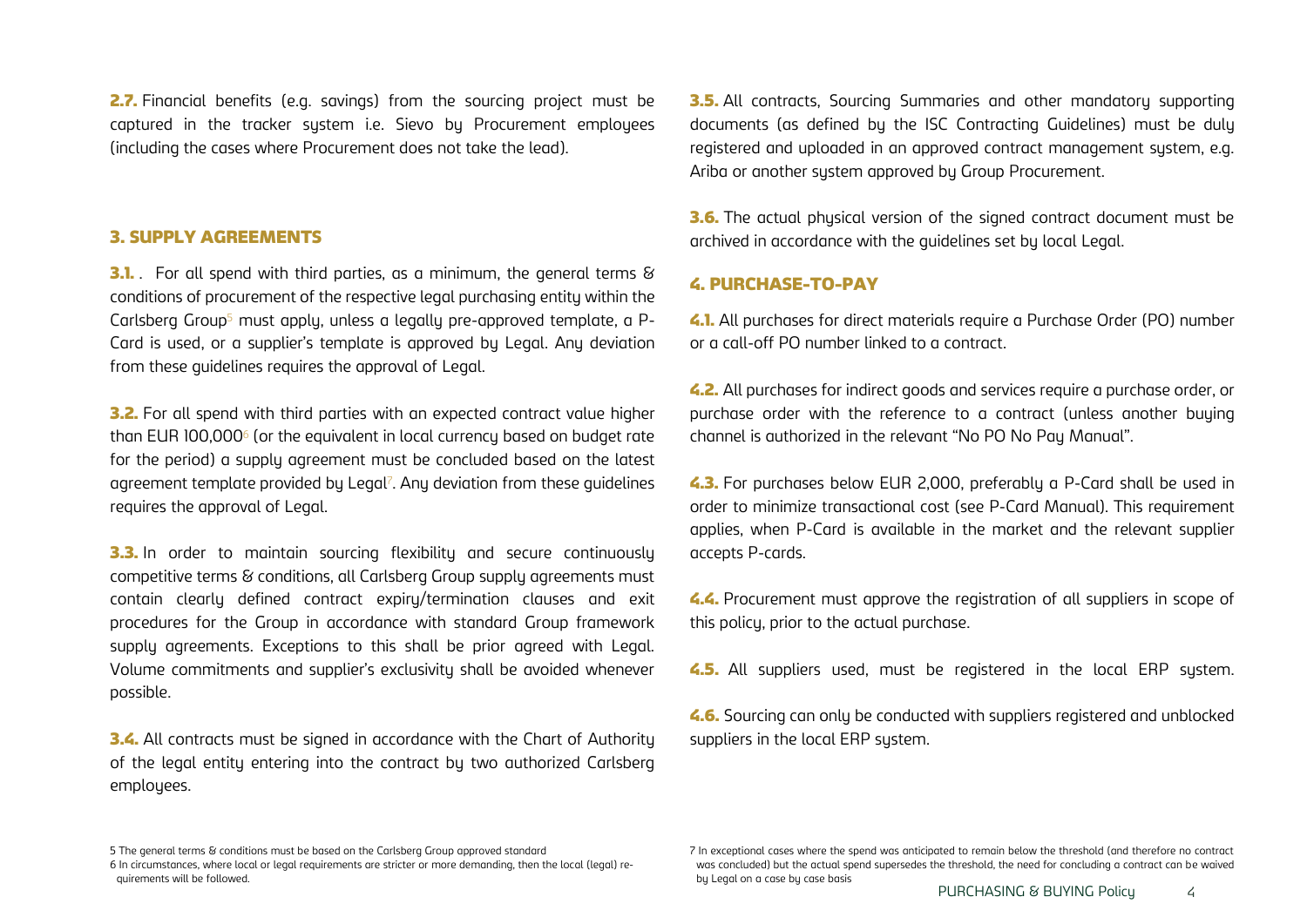**2.7.** Financial benefits (e.g. savings) from the sourcing project must be captured in the tracker system i.e. Sievo by Procurement employees (including the cases where Procurement does not take the lead).

## 3. SUPPLY AGREEMENTS

**3.1.** . For all spend with third parties, as a minimum, the general terms & conditions of procurement of the respective legal purchasing entity within the Carlsberg Group[5] must apply, unless a legally pre-approved template, a P-Card is used, or a supplier's template is approved by Legal. Any deviation from these guidelines requires the approval of Legal.

**3.2.** For all spend with third parties with an expected contract value higher than EUR 100,000[6] (or the equivalent in local currency based on budget rate for the period) a supply agreement must be concluded based on the latest agreement template provided by Legal[7]. Any deviation from these guidelines requires the approval of Legal.

**3.3.** In order to maintain sourcing flexibility and secure continuously competitive terms & conditions, all Carlsberg Group supply agreements must contain clearly defined contract expiry/termination clauses and exit procedures for the Group in accordance with standard Group framework supply agreements. Exceptions to this shall be prior agreed with Legal. Volume commitments and supplier's exclusivity shall be avoided whenever possible.

**3.4.** All contracts must be signed in accordance with the Chart of Authority of the legal entity entering into the contract by two authorized Carlsberg employees.

**3.5.** All contracts, Sourcing Summaries and other mandatory supporting documents (as defined by the ISC Contracting Guidelines) must be duly registered and uploaded in an approved contract management system, e.g. Ariba or another system approved by Group Procurement.

**3.6.** The actual physical version of the signed contract document must be archived in accordance with the guidelines set by local Legal.

## 4. PURCHASE-TO-PAY

**4.1.** All purchases for direct materials require a Purchase Order (PO) number or a call-off PO number linked to a contract.

**4.2.** All purchases for indirect goods and services require a purchase order, or purchase order with the reference to a contract (unless another buying channel is authorized in the relevant "No PO No Pay Manual".

**4.3.** For purchases below EUR 2,000, preferably a P-Card shall be used in order to minimize transactional cost (see P-Card Manual). This requirement applies, when P-Card is available in the market and the relevant supplier accepts P-cards.

**4.4.** Procurement must approve the registration of all suppliers in scope of this policy, prior to the actual purchase.

**4.5.** All suppliers used, must be registered in the local ERP system.

**4.6.** Sourcing can only be conducted with suppliers registered and unblocked suppliers in the local ERP system.

---

5 The general terms & conditions must be based on the Carlsberg Group approved standard

6 In circumstances, where local or legal requirements are stricter or more demanding, then the local (legal) requirements will be followed.

7 In exceptional cases where the spend was anticipated to remain below the threshold (and therefore no contract was concluded) but the actual spend supersedes the threshold, the need for concluding a contract can be waived by Legal on a case by case basis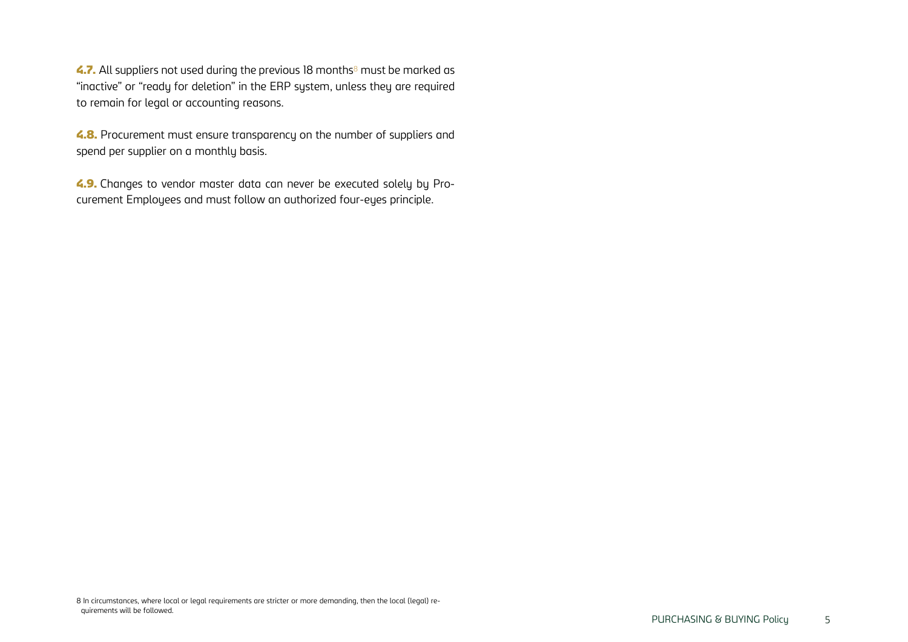**4.7.** All suppliers not used during the previous 18 months[8] must be marked as "inactive" or "ready for deletion" in the ERP system, unless they are required to remain for legal or accounting reasons.

**4.8.** Procurement must ensure transparency on the number of suppliers and spend per supplier on a monthly basis.

**4.9.** Changes to vendor master data can never be executed solely by Procurement Employees and must follow an authorized four-eyes principle.

8 In circumstances, where local or legal requirements are stricter or more demanding, then the local (legal) requirements will be followed.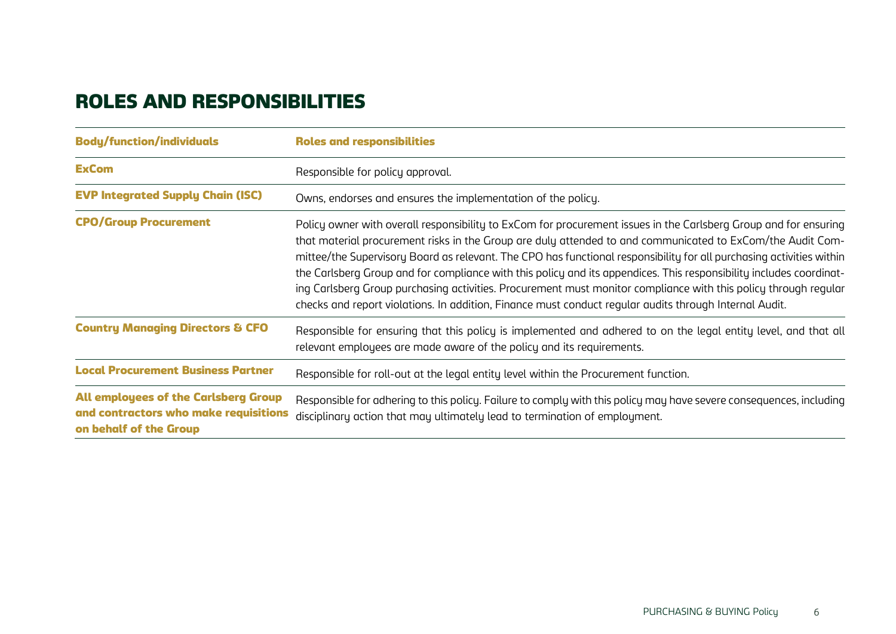## ROLES AND RESPONSIBILITIES

| Body/function/individuals | Roles and responsibilities |
|---|---|
| **ExCom** | Responsible for policy approval. |
| **EVP Integrated Supply Chain (ISC)** | Owns, endorses and ensures the implementation of the policy. |
| **CPO/Group Procurement** | Policy owner with overall responsibility to ExCom for procurement issues in the Carlsberg Group and for ensuring that material procurement risks in the Group are duly attended to and communicated to ExCom/the Audit Committee/the Supervisory Board as relevant. The CPO has functional responsibility for all purchasing activities within the Carlsberg Group and for compliance with this policy and its appendices. This responsibility includes coordinating Carlsberg Group purchasing activities. Procurement must monitor compliance with this policy through regular checks and report violations. In addition, Finance must conduct regular audits through Internal Audit. |
| **Country Managing Directors & CFO** | Responsible for ensuring that this policy is implemented and adhered to on the legal entity level, and that all relevant employees are made aware of the policy and its requirements. |
| **Local Procurement Business Partner** | Responsible for roll-out at the legal entity level within the Procurement function. |
| **All employees of the Carlsberg Group and contractors who make requisitions on behalf of the Group** | Responsible for adhering to this policy. Failure to comply with this policy may have severe consequences, including disciplinary action that may ultimately lead to termination of employment. |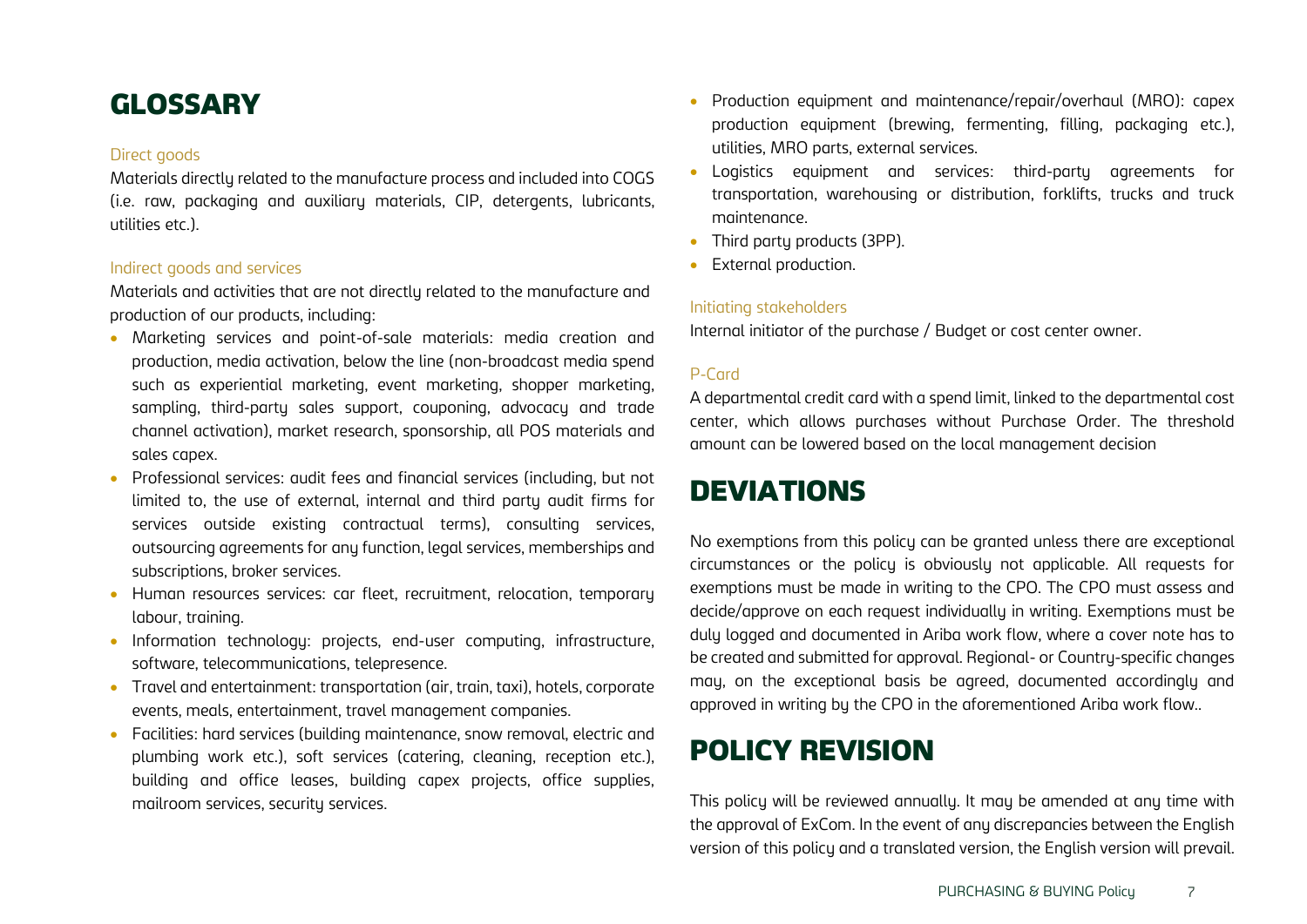## GLOSSARY

### Direct goods

Materials directly related to the manufacture process and included into COGS (i.e. raw, packaging and auxiliary materials, CIP, detergents, lubricants, utilities etc.).

### Indirect goods and services

Materials and activities that are not directly related to the manufacture and production of our products, including:

- Marketing services and point-of-sale materials: media creation and production, media activation, below the line (non-broadcast media spend such as experiential marketing, event marketing, shopper marketing, sampling, third-party sales support, couponing, advocacy and trade channel activation), market research, sponsorship, all POS materials and sales capex.
- Professional services: audit fees and financial services (including, but not limited to, the use of external, internal and third party audit firms for services outside existing contractual terms), consulting services, outsourcing agreements for any function, legal services, memberships and subscriptions, broker services.
- Human resources services: car fleet, recruitment, relocation, temporary labour, training.
- Information technology: projects, end-user computing, infrastructure, software, telecommunications, telepresence.
- Travel and entertainment: transportation (air, train, taxi), hotels, corporate events, meals, entertainment, travel management companies.
- Facilities: hard services (building maintenance, snow removal, electric and plumbing work etc.), soft services (catering, cleaning, reception etc.), building and office leases, building capex projects, office supplies, mailroom services, security services.
- Production equipment and maintenance/repair/overhaul (MRO): capex production equipment (brewing, fermenting, filling, packaging etc.), utilities, MRO parts, external services.
- Logistics equipment and services: third-party agreements for transportation, warehousing or distribution, forklifts, trucks and truck maintenance.
- Third party products (3PP).
- External production.

### Initiating stakeholders

Internal initiator of the purchase / Budget or cost center owner.

### P-Card

A departmental credit card with a spend limit, linked to the departmental cost center, which allows purchases without Purchase Order. The threshold amount can be lowered based on the local management decision

## DEVIATIONS

No exemptions from this policy can be granted unless there are exceptional circumstances or the policy is obviously not applicable. All requests for exemptions must be made in writing to the CPO. The CPO must assess and decide/approve on each request individually in writing. Exemptions must be duly logged and documented in Ariba work flow, where a cover note has to be created and submitted for approval. Regional- or Country-specific changes may, on the exceptional basis be agreed, documented accordingly and approved in writing by the CPO in the aforementioned Ariba work flow..

## POLICY REVISION

This policy will be reviewed annually. It may be amended at any time with the approval of ExCom. In the event of any discrepancies between the English version of this policy and a translated version, the English version will prevail.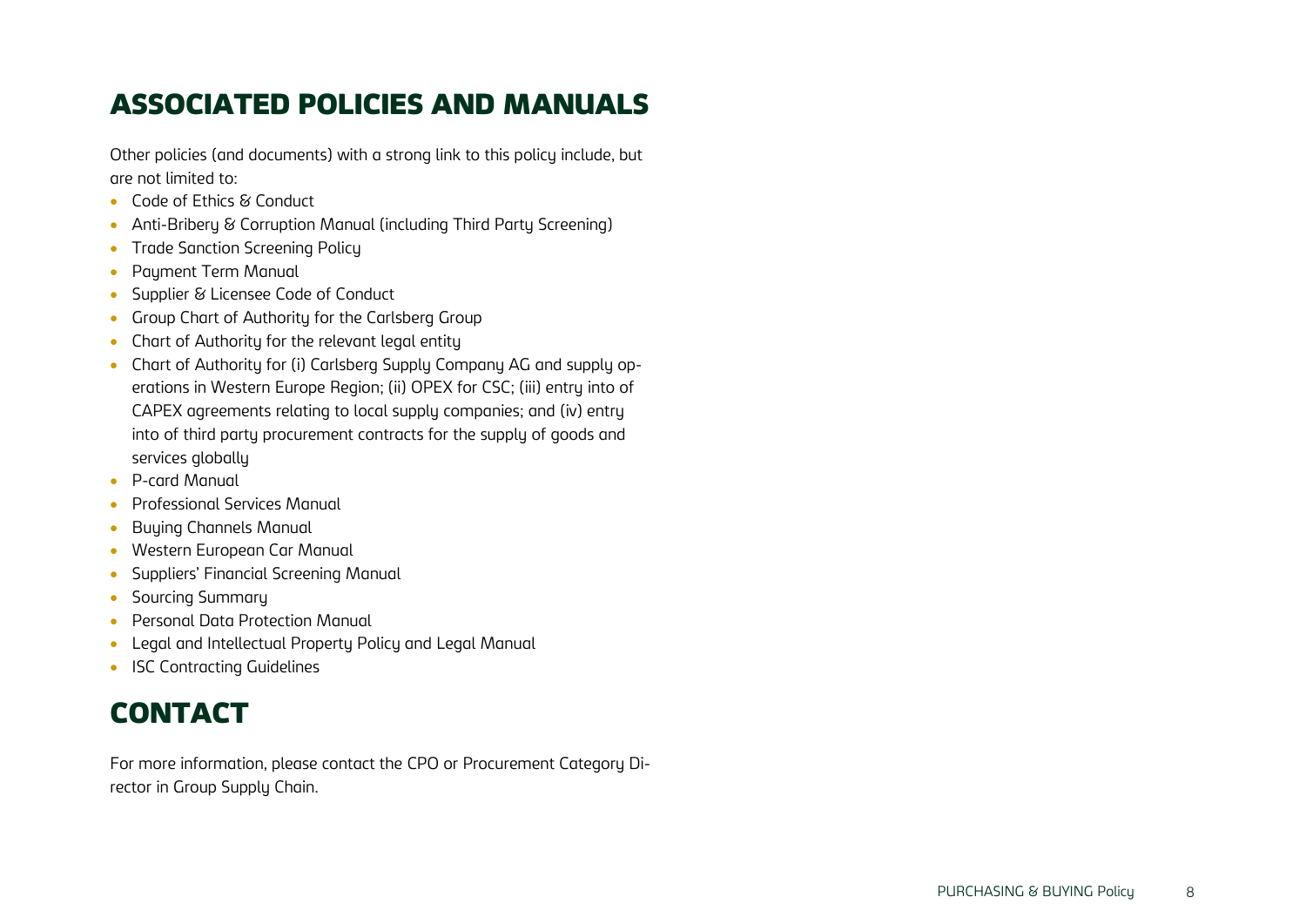## ASSOCIATED POLICIES AND MANUALS

Other policies (and documents) with a strong link to this policy include, but are not limited to:

- Code of Ethics & Conduct
- Anti-Bribery & Corruption Manual (including Third Party Screening)
- Trade Sanction Screening Policy
- Payment Term Manual
- Supplier & Licensee Code of Conduct
- Group Chart of Authority for the Carlsberg Group
- Chart of Authority for the relevant legal entity
- Chart of Authority for (i) Carlsberg Supply Company AG and supply operations in Western Europe Region; (ii) OPEX for CSC; (iii) entry into of CAPEX agreements relating to local supply companies; and (iv) entry into of third party procurement contracts for the supply of goods and services globally
- P-card Manual
- Professional Services Manual
- Buying Channels Manual
- Western European Car Manual
- Suppliers' Financial Screening Manual
- Sourcing Summary
- Personal Data Protection Manual
- Legal and Intellectual Property Policy and Legal Manual
- ISC Contracting Guidelines

## CONTACT

For more information, please contact the CPO or Procurement Category Director in Group Supply Chain.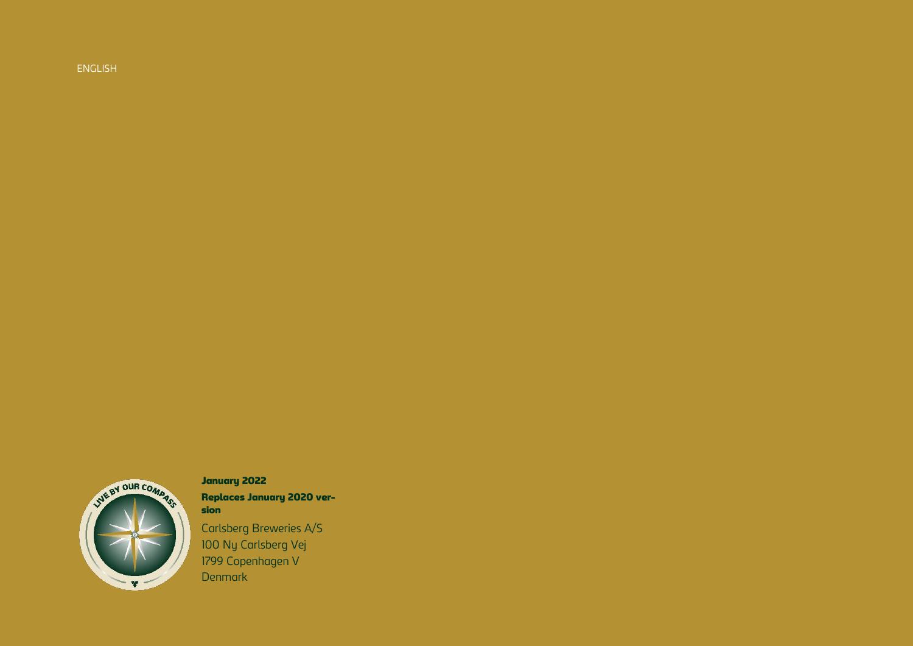ENGLISH

**January 2022**

**Replaces January 2020 version**

Carlsberg Breweries A/S
100 Ny Carlsberg Vej
1799 Copenhagen V
Denmark